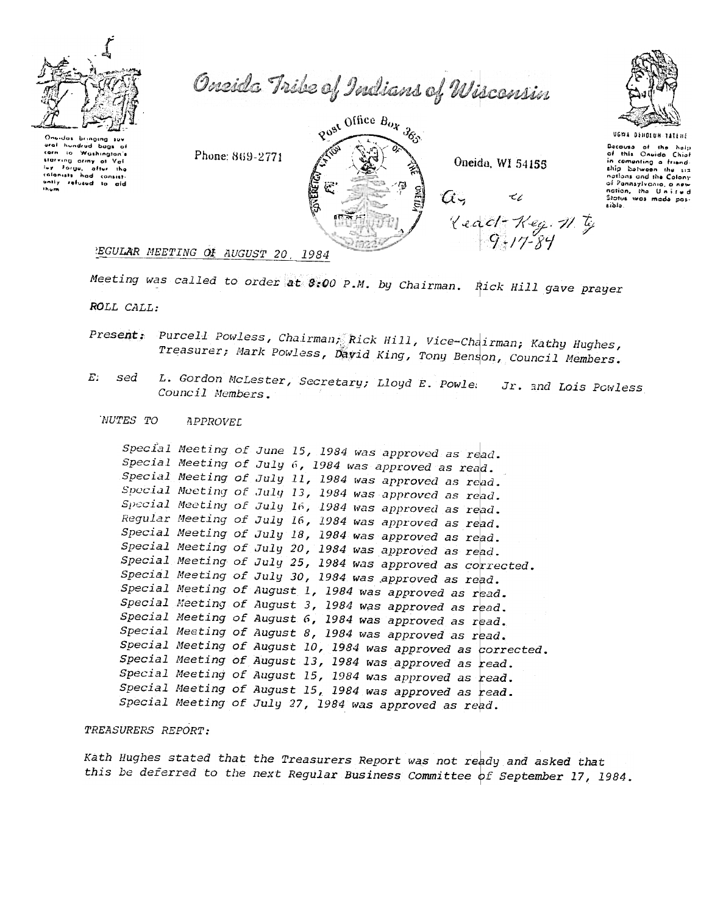# Oneida Tribe of Indians of Wisconsin

Oneidas bringing several hundred bags of corn to Washington's starving army at Valley Forge, after the colonists had consistently refused to aid them.

Phone: 869-2771

Post Office Box 365

Oneida, WI 54155

UGWA DEHOLUH YATEHE

Because of the help of this Oneida Chief in cementing a friendship between the six nations and the Colony of Pennsylvania, a new nation, the United States was made possible.

Ay
Read- Reg. 71. ty
9-17-84

## REGULAR MEETING OF AUGUST 20, 1984

*Meeting was called to order at 8:00 P.M. by Chairman. Rick Hill gave prayer*

*ROLL CALL:*

*Present: Purcell Powless, Chairman; Rick Hill, Vice-Chairman; Kathy Hughes, Treasurer; Mark Powless, David King, Tony Benson, Council Members.*

*Excused: L. Gordon McLester, Secretary; Lloyd E. Powless Jr. and Lois Powless Council Members.*

*MINUTES TO APPROVE:*

*Special Meeting of June 15, 1984 was approved as read.*
*Special Meeting of July 6, 1984 was approved as read.*
*Special Meeting of July 11, 1984 was approved as read.*
*Special Meeting of July 13, 1984 was approved as read.*
*Special Meeting of July 16, 1984 was approved as read.*
*Regular Meeting of July 16, 1984 was approved as read.*
*Special Meeting of July 18, 1984 was approved as read.*
*Special Meeting of July 20, 1984 was approved as read.*
*Special Meeting of July 25, 1984 was approved as corrected.*
*Special Meeting of July 30, 1984 was approved as read.*
*Special Meeting of August 1, 1984 was approved as read.*
*Special Meeting of August 3, 1984 was approved as read.*
*Special Meeting of August 6, 1984 was approved as read.*
*Special Meeting of August 8, 1984 was approved as read.*
*Special Meeting of August 10, 1984 was approved as corrected.*
*Special Meeting of August 13, 1984 was approved as read.*
*Special Meeting of August 15, 1984 was approved as read.*
*Special Meeting of August 15, 1984 was approved as read.*
*Special Meeting of July 27, 1984 was approved as read.*

*TREASURERS REPORT:*

*Kath Hughes stated that the Treasurers Report was not ready and asked that this be deferred to the next Regular Business Committee of September 17, 1984.*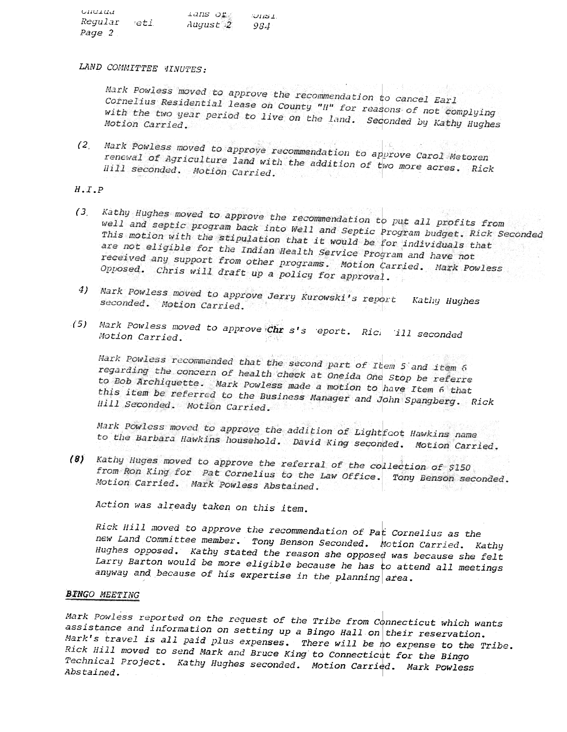*LAND COMMITTEE MINUTES:*

Mark Powless moved to approve the recommendation to cancel Earl Cornelius Residential lease on County "H" for reasons of not complying with the two year period to live on the land. Seconded by Kathy Hughes Motion Carried.

(2. Mark Powless moved to approve recommendation to approve Carol Metoxen renewal of Agriculture land with the addition of two more acres. Rick Hill seconded. Motion Carried.

*H.I.P*

(3. Kathy Hughes moved to approve the recommendation to put all profits from well and septic program back into Well and Septic Program budget. Rick Seconded This motion with the stipulation that it would be for individuals that are not eligible for the Indian Health Service Program and have not received any support from other programs. Motion Carried. Mark Powless Opposed. Chris will draft up a policy for approval.

4) Mark Powless moved to approve Jerry Kurowski's report Kathy Hughes seconded. Motion Carried.

(5) Mark Powless moved to approve **Chr** s's eport. Ric ill seconded Motion Carried.

Mark Powless recommended that the second part of Item 5 and item 6 regarding the concern of health check at Oneida One Stop be referre to Bob Archiquette. Mark Powless made a motion to have Item 6 that this item be referred to the Business Manager and John Spangberg. Rick Hill Seconded. Motion Carried.

Mark Powless moved to approve the addition of Lightfoot Hawkins name to the Barbara Hawkins household. David King seconded. Motion Carried.

**(8)** Kathy Huges moved to approve the referral of the collection of $150 from Ron King for Pat Cornelius to the Law Office. Tony Benson seconded. Motion Carried. Mark Powless Abstained.

Action was already taken on this item.

Rick Hill moved to approve the recommendation of Pat Cornelius as the new Land Committee member. Tony Benson Seconded. Motion Carried. Kathy Hughes opposed. Kathy stated the reason she opposed was because she felt Larry Barton would be more eligible because he has to attend all meetings anyway and because of his expertise in the planning area.

***BINGO MEETING***

Mark Powless reported on the request of the Tribe from Connecticut which wants assistance and information on setting up a Bingo Hall on their reservation. Mark's travel is all paid plus expenses. There will be no expense to the Tribe. Rick Hill moved to send Mark and Bruce King to Connecticut for the Bingo Technical Project. Kathy Hughes seconded. Motion Carried. Mark Powless Abstained.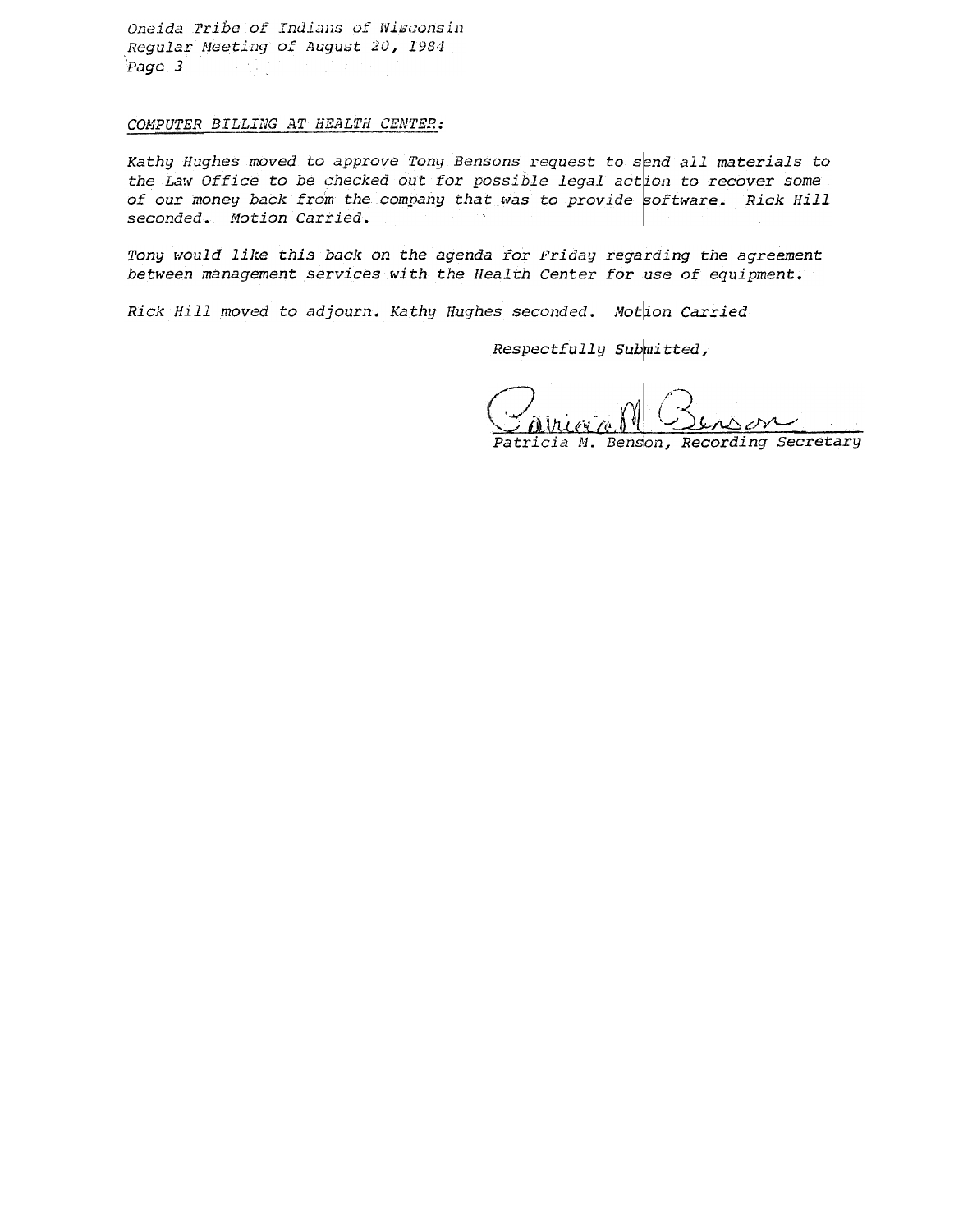COMPUTER BILLING AT HEALTH CENTER:

Kathy Hughes moved to approve Tony Bensons request to send all materials to the Law Office to be checked out for possible legal action to recover some of our money back from the company that was to provide software. Rick Hill seconded. Motion Carried.

Tony would like this back on the agenda for Friday regarding the agreement between management services with the Health Center for use of equipment.

Rick Hill moved to adjourn. Kathy Hughes seconded. Motion Carried

Respectfully Submitted,

Patricia M. Benson

Patricia M. Benson, Recording Secretary